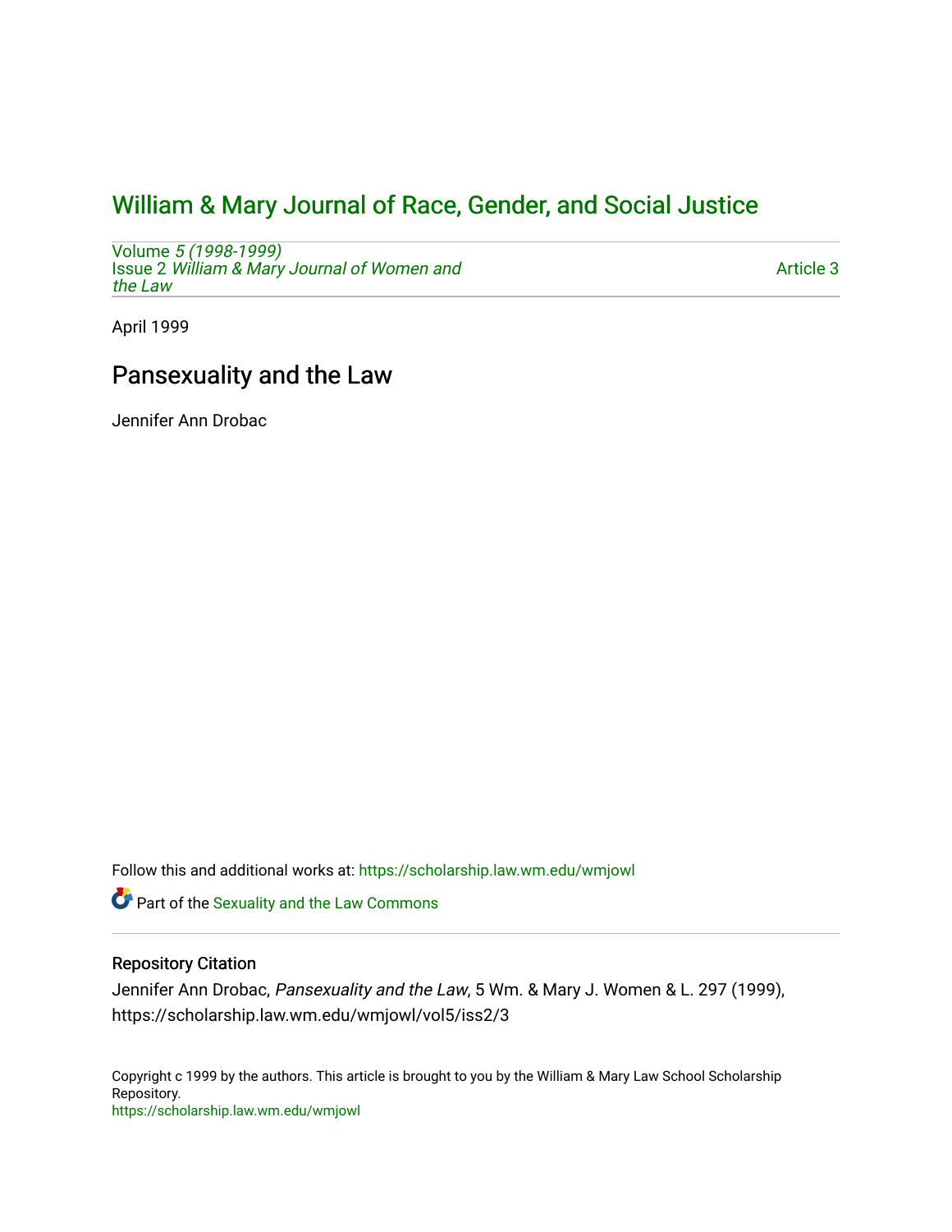# William & Mary Journal of Race, Gender, and Social Justice

Volume *5 (1998-1999)*
Issue 2 *William & Mary Journal of Women and the Law*

Article 3

April 1999

## Pansexuality and the Law

Jennifer Ann Drobac

Follow this and additional works at: https://scholarship.law.wm.edu/wmjowl

Part of the Sexuality and the Law Commons

### Repository Citation

Jennifer Ann Drobac, *Pansexuality and the Law*, 5 Wm. & Mary J. Women & L. 297 (1999), https://scholarship.law.wm.edu/wmjowl/vol5/iss2/3

Copyright c 1999 by the authors. This article is brought to you by the William & Mary Law School Scholarship Repository.
https://scholarship.law.wm.edu/wmjowl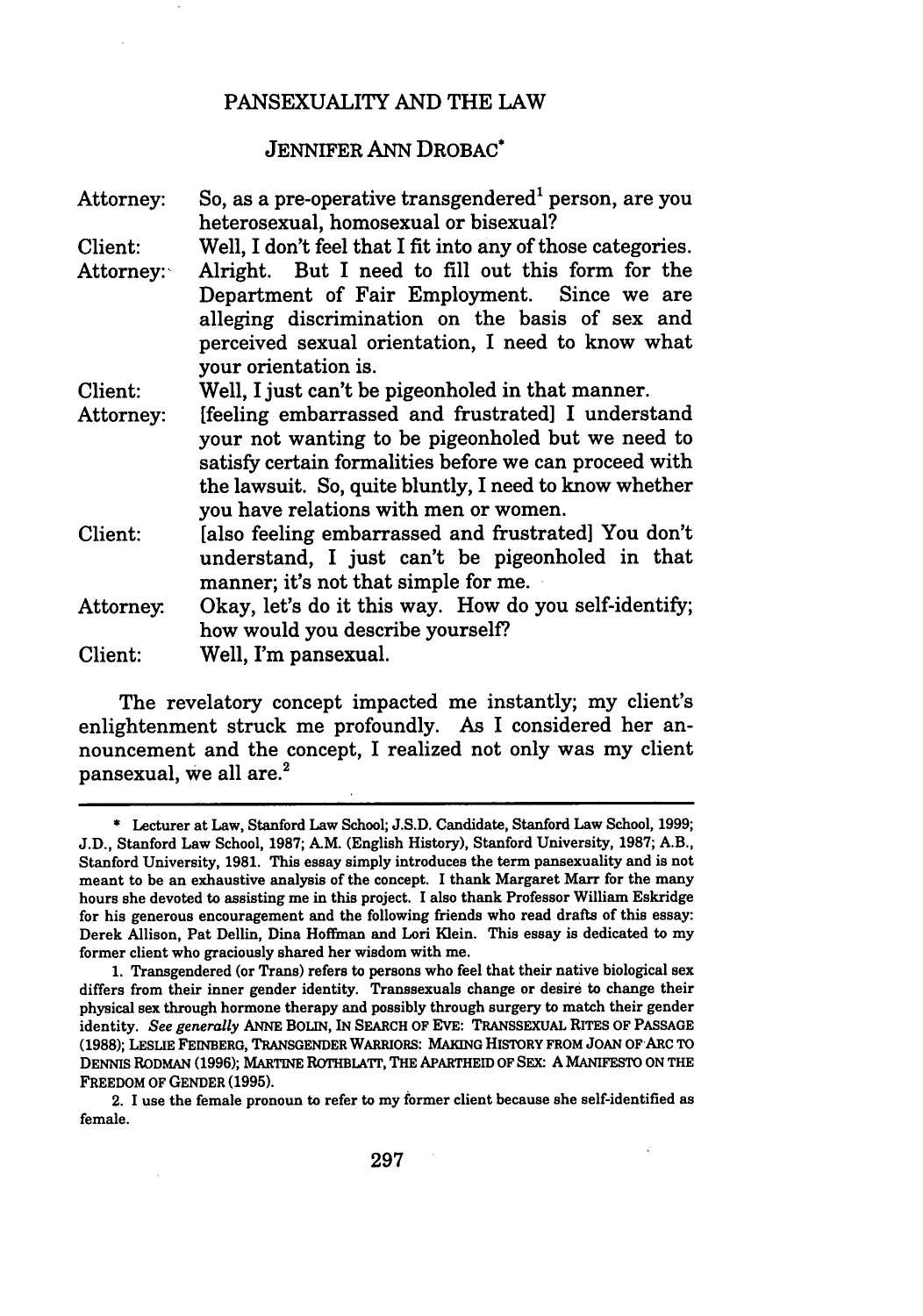# PANSEXUALITY AND THE LAW

JENNIFER ANN DROBAC*

| | |
|---|---|
| Attorney: | So, as a pre-operative transgendered[1] person, are you heterosexual, homosexual or bisexual? |
| Client: | Well, I don't feel that I fit into any of those categories. |
| Attorney: | Alright. But I need to fill out this form for the Department of Fair Employment. Since we are alleging discrimination on the basis of sex and perceived sexual orientation, I need to know what your orientation is. |
| Client: | Well, I just can't be pigeonholed in that manner. |
| Attorney: | [feeling embarrassed and frustrated] I understand your not wanting to be pigeonholed but we need to satisfy certain formalities before we can proceed with the lawsuit. So, quite bluntly, I need to know whether you have relations with men or women. |
| Client: | [also feeling embarrassed and frustrated] You don't understand, I just can't be pigeonholed in that manner; it's not that simple for me. |
| Attorney: | Okay, let's do it this way. How do you self-identify; how would you describe yourself? |
| Client: | Well, I'm pansexual. |

The revelatory concept impacted me instantly; my client's enlightenment struck me profoundly. As I considered her announcement and the concept, I realized not only was my client pansexual, we all are.[2]

---

\* Lecturer at Law, Stanford Law School; J.S.D. Candidate, Stanford Law School, 1999; J.D., Stanford Law School, 1987; A.M. (English History), Stanford University, 1987; A.B., Stanford University, 1981. This essay simply introduces the term pansexuality and is not meant to be an exhaustive analysis of the concept. I thank Margaret Marr for the many hours she devoted to assisting me in this project. I also thank Professor William Eskridge for his generous encouragement and the following friends who read drafts of this essay: Derek Allison, Pat Dellin, Dina Hoffman and Lori Klein. This essay is dedicated to my former client who graciously shared her wisdom with me.

1. Transgendered (or Trans) refers to persons who feel that their native biological sex differs from their inner gender identity. Transsexuals change or desire to change their physical sex through hormone therapy and possibly through surgery to match their gender identity. *See generally* ANNE BOLIN, IN SEARCH OF EVE: TRANSSEXUAL RITES OF PASSAGE (1988); LESLIE FEINBERG, TRANSGENDER WARRIORS: MAKING HISTORY FROM JOAN OF ARC TO DENNIS RODMAN (1996); MARTINE ROTHBLATT, THE APARTHEID OF SEX: A MANIFESTO ON THE FREEDOM OF GENDER (1995).

2. I use the female pronoun to refer to my former client because she self-identified as female.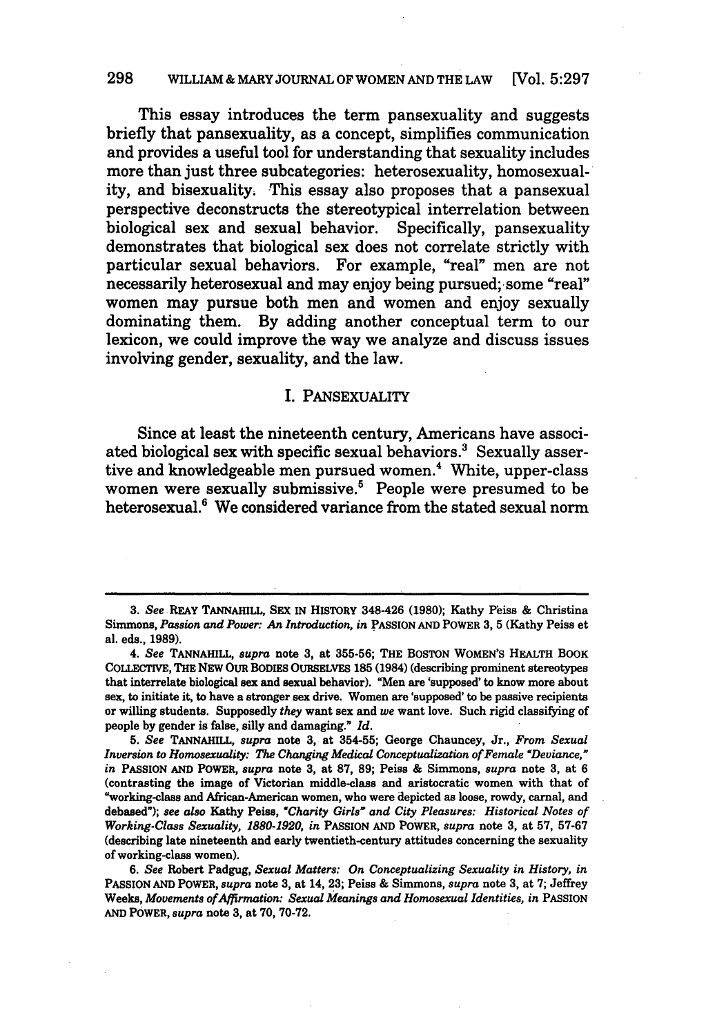This essay introduces the term pansexuality and suggests briefly that pansexuality, as a concept, simplifies communication and provides a useful tool for understanding that sexuality includes more than just three subcategories: heterosexuality, homosexuality, and bisexuality. This essay also proposes that a pansexual perspective deconstructs the stereotypical interrelation between biological sex and sexual behavior. Specifically, pansexuality demonstrates that biological sex does not correlate strictly with particular sexual behaviors. For example, "real" men are not necessarily heterosexual and may enjoy being pursued; some "real" women may pursue both men and women and enjoy sexually dominating them. By adding another conceptual term to our lexicon, we could improve the way we analyze and discuss issues involving gender, sexuality, and the law.

## I. PANSEXUALITY

Since at least the nineteenth century, Americans have associated biological sex with specific sexual behaviors.[3] Sexually assertive and knowledgeable men pursued women.[4] White, upper-class women were sexually submissive.[5] People were presumed to be heterosexual.[6] We considered variance from the stated sexual norm

---

3. *See* REAY TANNAHILL, SEX IN HISTORY 348-426 (1980); Kathy Peiss & Christina Simmons, *Passion and Power: An Introduction*, *in* PASSION AND POWER 3, 5 (Kathy Peiss et al. eds., 1989).

4. *See* TANNAHILL, *supra* note 3, at 355-56; THE BOSTON WOMEN'S HEALTH BOOK COLLECTIVE, THE NEW OUR BODIES OURSELVES 185 (1984) (describing prominent stereotypes that interrelate biological sex and sexual behavior). "Men are 'supposed' to know more about sex, to initiate it, to have a stronger sex drive. Women are 'supposed' to be passive recipients or willing students. Supposedly *they* want sex and *we* want love. Such rigid classifying of people by gender is false, silly and damaging." *Id.*

5. *See* TANNAHILL, *supra* note 3, at 354-55; George Chauncey, Jr., *From Sexual Inversion to Homosexuality: The Changing Medical Conceptualization of Female "Deviance,"* *in* PASSION AND POWER, *supra* note 3, at 87, 89; Peiss & Simmons, *supra* note 3, at 6 (contrasting the image of Victorian middle-class and aristocratic women with that of "working-class and African-American women, who were depicted as loose, rowdy, carnal, and debased"); *see also* Kathy Peiss, *"Charity Girls" and City Pleasures: Historical Notes of Working-Class Sexuality, 1880-1920*, *in* PASSION AND POWER, *supra* note 3, at 57, 57-67 (describing late nineteenth and early twentieth-century attitudes concerning the sexuality of working-class women).

6. *See* Robert Padgug, *Sexual Matters: On Conceptualizing Sexuality in History*, *in* PASSION AND POWER, *supra* note 3, at 14, 23; Peiss & Simmons, *supra* note 3, at 7; Jeffrey Weeks, *Movements of Affirmation: Sexual Meanings and Homosexual Identities*, *in* PASSION AND POWER, *supra* note 3, at 70, 70-72.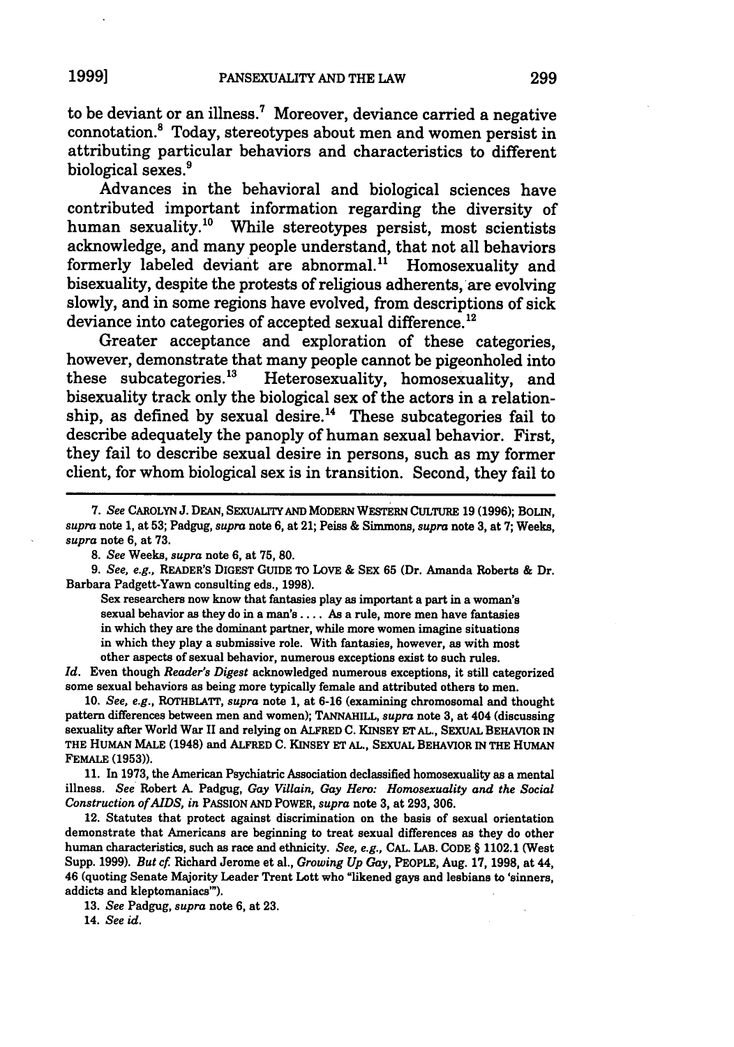to be deviant or an illness.[7] Moreover, deviance carried a negative connotation.[8] Today, stereotypes about men and women persist in attributing particular behaviors and characteristics to different biological sexes.[9]

Advances in the behavioral and biological sciences have contributed important information regarding the diversity of human sexuality.[10] While stereotypes persist, most scientists acknowledge, and many people understand, that not all behaviors formerly labeled deviant are abnormal.[11] Homosexuality and bisexuality, despite the protests of religious adherents, are evolving slowly, and in some regions have evolved, from descriptions of sick deviance into categories of accepted sexual difference.[12]

Greater acceptance and exploration of these categories, however, demonstrate that many people cannot be pigeonholed into these subcategories.[13] Heterosexuality, homosexuality, and bisexuality track only the biological sex of the actors in a relationship, as defined by sexual desire.[14] These subcategories fail to describe adequately the panoply of human sexual behavior. First, they fail to describe sexual desire in persons, such as my former client, for whom biological sex is in transition. Second, they fail to

---

7. *See* CAROLYN J. DEAN, SEXUALITY AND MODERN WESTERN CULTURE 19 (1996); BOLIN, *supra* note 1, at 53; Padgug, *supra* note 6, at 21; Peiss & Simmons, *supra* note 3, at 7; Weeks, *supra* note 6, at 73.

8. *See* Weeks, *supra* note 6, at 75, 80.

9. *See, e.g.*, READER'S DIGEST GUIDE TO LOVE & SEX 65 (Dr. Amanda Roberts & Dr. Barbara Padgett-Yawn consulting eds., 1998).

> Sex researchers now know that fantasies play as important a part in a woman's sexual behavior as they do in a man's . . . . As a rule, more men have fantasies in which they are the dominant partner, while more women imagine situations in which they play a submissive role. With fantasies, however, as with most other aspects of sexual behavior, numerous exceptions exist to such rules.

*Id.* Even though *Reader's Digest* acknowledged numerous exceptions, it still categorized some sexual behaviors as being more typically female and attributed others to men.

10. *See, e.g.*, ROTHBLATT, *supra* note 1, at 6-16 (examining chromosomal and thought pattern differences between men and women); TANNAHILL, *supra* note 3, at 404 (discussing sexuality after World War II and relying on ALFRED C. KINSEY ET AL., SEXUAL BEHAVIOR IN THE HUMAN MALE (1948) and ALFRED C. KINSEY ET AL., SEXUAL BEHAVIOR IN THE HUMAN FEMALE (1953)).

11. In 1973, the American Psychiatric Association declassified homosexuality as a mental illness. *See* Robert A. Padgug, *Gay Villain, Gay Hero: Homosexuality and the Social Construction of AIDS*, *in* PASSION AND POWER, *supra* note 3, at 293, 306.

12. Statutes that protect against discrimination on the basis of sexual orientation demonstrate that Americans are beginning to treat sexual differences as they do other human characteristics, such as race and ethnicity. *See, e.g.*, CAL. LAB. CODE § 1102.1 (West Supp. 1999). *But cf.* Richard Jerome et al., *Growing Up Gay*, PEOPLE, Aug. 17, 1998, at 44, 46 (quoting Senate Majority Leader Trent Lott who "likened gays and lesbians to 'sinners, addicts and kleptomaniacs'").

13. *See* Padgug, *supra* note 6, at 23.

14. *See id.*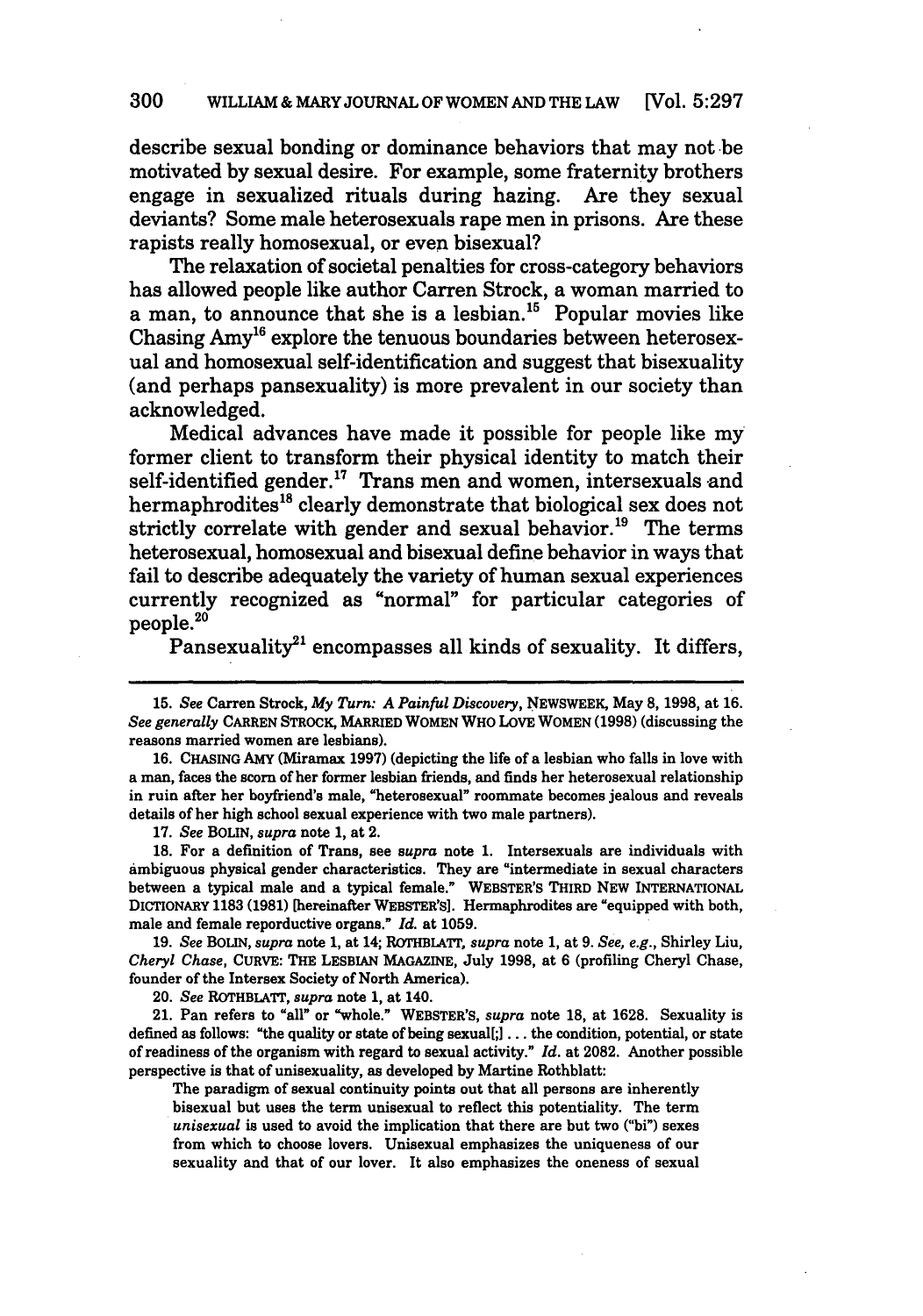describe sexual bonding or dominance behaviors that may not be motivated by sexual desire. For example, some fraternity brothers engage in sexualized rituals during hazing. Are they sexual deviants? Some male heterosexuals rape men in prisons. Are these rapists really homosexual, or even bisexual?

The relaxation of societal penalties for cross-category behaviors has allowed people like author Carren Strock, a woman married to a man, to announce that she is a lesbian.[15] Popular movies like Chasing Amy[16] explore the tenuous boundaries between heterosexual and homosexual self-identification and suggest that bisexuality (and perhaps pansexuality) is more prevalent in our society than acknowledged.

Medical advances have made it possible for people like my former client to transform their physical identity to match their self-identified gender.[17] Trans men and women, intersexuals and hermaphrodites[18] clearly demonstrate that biological sex does not strictly correlate with gender and sexual behavior.[19] The terms heterosexual, homosexual and bisexual define behavior in ways that fail to describe adequately the variety of human sexual experiences currently recognized as "normal" for particular categories of people.[20]

Pansexuality[21] encompasses all kinds of sexuality. It differs,

---

15. *See* Carren Strock, *My Turn: A Painful Discovery*, NEWSWEEK, May 8, 1998, at 16. *See generally* CARREN STROCK, MARRIED WOMEN WHO LOVE WOMEN (1998) (discussing the reasons married women are lesbians).

16. CHASING AMY (Miramax 1997) (depicting the life of a lesbian who falls in love with a man, faces the scorn of her former lesbian friends, and finds her heterosexual relationship in ruin after her boyfriend's male, "heterosexual" roommate becomes jealous and reveals details of her high school sexual experience with two male partners).

17. *See* BOLIN, *supra* note 1, at 2.

18. For a definition of Trans, see *supra* note 1. Intersexuals are individuals with ambiguous physical gender characteristics. They are "intermediate in sexual characters between a typical male and a typical female." WEBSTER'S THIRD NEW INTERNATIONAL DICTIONARY 1183 (1981) [hereinafter WEBSTER'S]. Hermaphrodites are "equipped with both, male and female reproductive organs." *Id.* at 1059.

19. *See* BOLIN, *supra* note 1, at 14; ROTHBLATT, *supra* note 1, at 9. *See, e.g.*, Shirley Liu, *Cheryl Chase*, CURVE: THE LESBIAN MAGAZINE, July 1998, at 6 (profiling Cheryl Chase, founder of the Intersex Society of North America).

20. *See* ROTHBLATT, *supra* note 1, at 140.

21. Pan refers to "all" or "whole." WEBSTER'S, *supra* note 18, at 1628. Sexuality is defined as follows: "the quality or state of being sexual[;] . . . the condition, potential, or state of readiness of the organism with regard to sexual activity." *Id.* at 2082. Another possible perspective is that of unisexuality, as developed by Martine Rothblatt:

> The paradigm of sexual continuity points out that all persons are inherently bisexual but uses the term unisexual to reflect this potentiality. The term *unisexual* is used to avoid the implication that there are but two ("bi") sexes from which to choose lovers. Unisexual emphasizes the uniqueness of our sexuality and that of our lover. It also emphasizes the oneness of sexual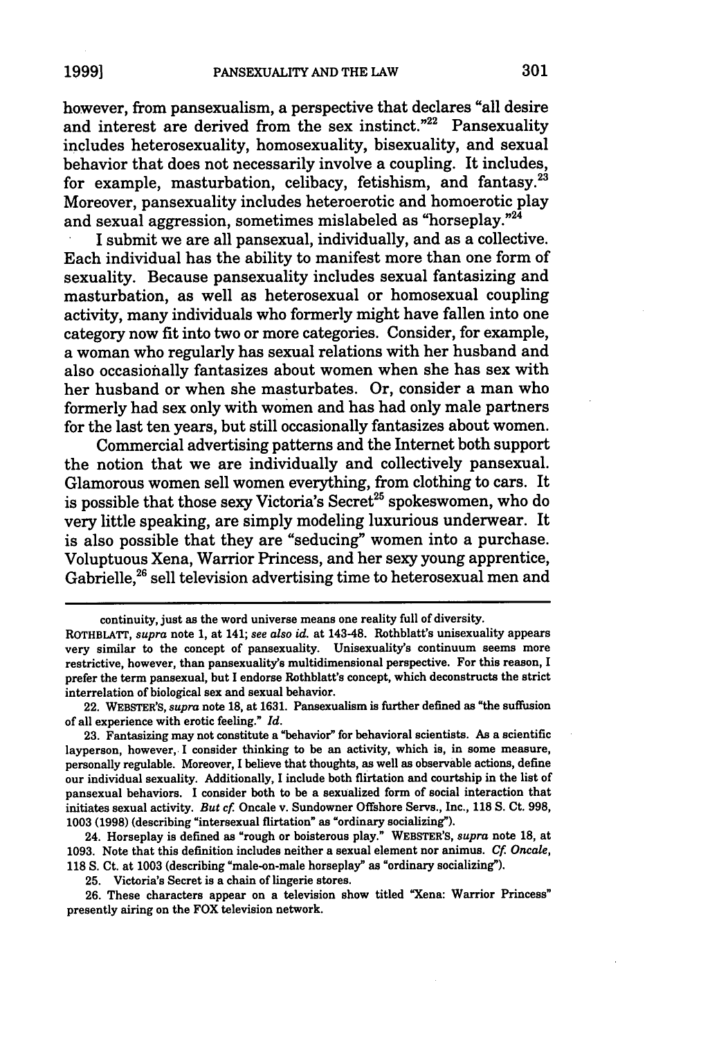however, from pansexualism, a perspective that declares "all desire and interest are derived from the sex instinct."[22] Pansexuality includes heterosexuality, homosexuality, bisexuality, and sexual behavior that does not necessarily involve a coupling. It includes, for example, masturbation, celibacy, fetishism, and fantasy.[23] Moreover, pansexuality includes heteroerotic and homoerotic play and sexual aggression, sometimes mislabeled as "horseplay."[24]

I submit we are all pansexual, individually, and as a collective. Each individual has the ability to manifest more than one form of sexuality. Because pansexuality includes sexual fantasizing and masturbation, as well as heterosexual or homosexual coupling activity, many individuals who formerly might have fallen into one category now fit into two or more categories. Consider, for example, a woman who regularly has sexual relations with her husband and also occasionally fantasizes about women when she has sex with her husband or when she masturbates. Or, consider a man who formerly had sex only with women and has had only male partners for the last ten years, but still occasionally fantasizes about women.

Commercial advertising patterns and the Internet both support the notion that we are individually and collectively pansexual. Glamorous women sell women everything, from clothing to cars. It is possible that those sexy Victoria's Secret[25] spokeswomen, who do very little speaking, are simply modeling luxurious underwear. It is also possible that they are "seducing" women into a purchase. Voluptuous Xena, Warrior Princess, and her sexy young apprentice, Gabrielle,[26] sell television advertising time to heterosexual men and

---

continuity, just as the word universe means one reality full of diversity. ROTHBLATT, *supra* note 1, at 141; *see also id.* at 143-48. Rothblatt's unisexuality appears very similar to the concept of pansexuality. Unisexuality's continuum seems more restrictive, however, than pansexuality's multidimensional perspective. For this reason, I prefer the term pansexual, but I endorse Rothblatt's concept, which deconstructs the strict interrelation of biological sex and sexual behavior.

22. WEBSTER'S, *supra* note 18, at 1631. Pansexualism is further defined as "the suffusion of all experience with erotic feeling." *Id.*

23. Fantasizing may not constitute a "behavior" for behavioral scientists. As a scientific layperson, however, I consider thinking to be an activity, which is, in some measure, personally regulable. Moreover, I believe that thoughts, as well as observable actions, define our individual sexuality. Additionally, I include both flirtation and courtship in the list of pansexual behaviors. I consider both to be a sexualized form of social interaction that initiates sexual activity. *But cf.* Oncale v. Sundowner Offshore Servs., Inc., 118 S. Ct. 998, 1003 (1998) (describing "intersexual flirtation" as "ordinary socializing").

24. Horseplay is defined as "rough or boisterous play." WEBSTER'S, *supra* note 18, at 1093. Note that this definition includes neither a sexual element nor animus. *Cf. Oncale*, 118 S. Ct. at 1003 (describing "male-on-male horseplay" as "ordinary socializing").

25. Victoria's Secret is a chain of lingerie stores.

26. These characters appear on a television show titled "Xena: Warrior Princess" presently airing on the FOX television network.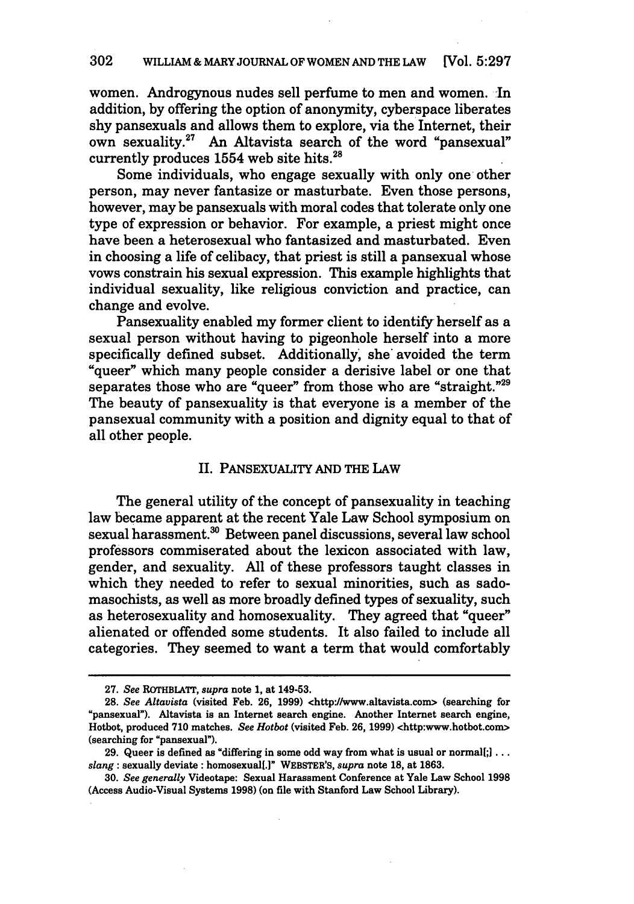women. Androgynous nudes sell perfume to men and women. In addition, by offering the option of anonymity, cyberspace liberates shy pansexuals and allows them to explore, via the Internet, their own sexuality.[27] An Altavista search of the word "pansexual" currently produces 1554 web site hits.[28]

Some individuals, who engage sexually with only one other person, may never fantasize or masturbate. Even those persons, however, may be pansexuals with moral codes that tolerate only one type of expression or behavior. For example, a priest might once have been a heterosexual who fantasized and masturbated. Even in choosing a life of celibacy, that priest is still a pansexual whose vows constrain his sexual expression. This example highlights that individual sexuality, like religious conviction and practice, can change and evolve.

Pansexuality enabled my former client to identify herself as a sexual person without having to pigeonhole herself into a more specifically defined subset. Additionally, she avoided the term "queer" which many people consider a derisive label or one that separates those who are "queer" from those who are "straight."[29] The beauty of pansexuality is that everyone is a member of the pansexual community with a position and dignity equal to that of all other people.

## II. PANSEXUALITY AND THE LAW

The general utility of the concept of pansexuality in teaching law became apparent at the recent Yale Law School symposium on sexual harassment.[30] Between panel discussions, several law school professors commiserated about the lexicon associated with law, gender, and sexuality. All of these professors taught classes in which they needed to refer to sexual minorities, such as sado-masochists, as well as more broadly defined types of sexuality, such as heterosexuality and homosexuality. They agreed that "queer" alienated or offended some students. It also failed to include all categories. They seemed to want a term that would comfortably

---

27. *See* ROTHBLATT, *supra* note 1, at 149-53.

28. *See Altavista* (visited Feb. 26, 1999) <http://www.altavista.com> (searching for "pansexual"). Altavista is an Internet search engine. Another Internet search engine, Hotbot, produced 710 matches. *See Hotbot* (visited Feb. 26, 1999) <http:www.hotbot.com> (searching for "pansexual").

29. Queer is defined as "differing in some odd way from what is usual or normal[;] . . . *slang* : sexually deviate : homosexual[.]" WEBSTER'S, *supra* note 18, at 1863.

30. *See generally* Videotape: Sexual Harassment Conference at Yale Law School 1998 (Access Audio-Visual Systems 1998) (on file with Stanford Law School Library).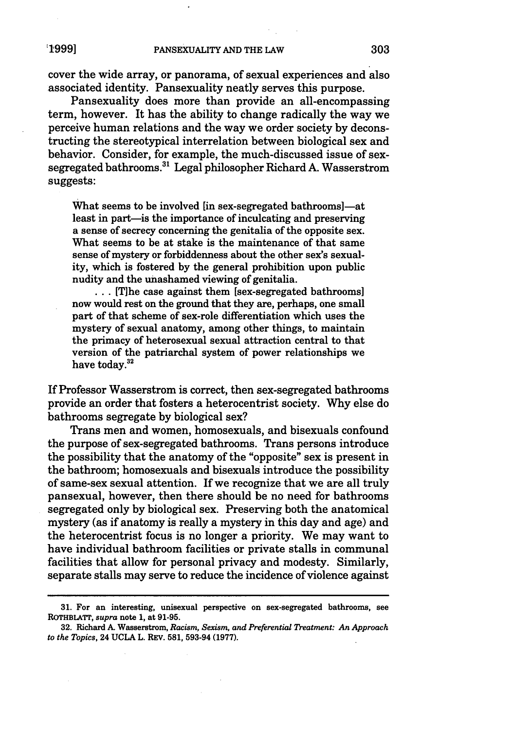cover the wide array, or panorama, of sexual experiences and also associated identity. Pansexuality neatly serves this purpose.

Pansexuality does more than provide an all-encompassing term, however. It has the ability to change radically the way we perceive human relations and the way we order society by deconstructing the stereotypical interrelation between biological sex and behavior. Consider, for example, the much-discussed issue of sex-segregated bathrooms.[31] Legal philosopher Richard A. Wasserstrom suggests:

> What seems to be involved [in sex-segregated bathrooms]—at least in part—is the importance of inculcating and preserving a sense of secrecy concerning the genitalia of the opposite sex. What seems to be at stake is the maintenance of that same sense of mystery or forbiddenness about the other sex's sexuality, which is fostered by the general prohibition upon public nudity and the unashamed viewing of genitalia.
>
> . . . [T]he case against them [sex-segregated bathrooms] now would rest on the ground that they are, perhaps, one small part of that scheme of sex-role differentiation which uses the mystery of sexual anatomy, among other things, to maintain the primacy of heterosexual sexual attraction central to that version of the patriarchal system of power relationships we have today.[32]

If Professor Wasserstrom is correct, then sex-segregated bathrooms provide an order that fosters a heterocentrist society. Why else do bathrooms segregate by biological sex?

Trans men and women, homosexuals, and bisexuals confound the purpose of sex-segregated bathrooms. Trans persons introduce the possibility that the anatomy of the "opposite" sex is present in the bathroom; homosexuals and bisexuals introduce the possibility of same-sex sexual attention. If we recognize that we are all truly pansexual, however, then there should be no need for bathrooms segregated only by biological sex. Preserving both the anatomical mystery (as if anatomy is really a mystery in this day and age) and the heterocentrist focus is no longer a priority. We may want to have individual bathroom facilities or private stalls in communal facilities that allow for personal privacy and modesty. Similarly, separate stalls may serve to reduce the incidence of violence against

---

31. For an interesting, unisexual perspective on sex-segregated bathrooms, see ROTHBLATT, *supra* note 1, at 91-95.

32. Richard A. Wasserstrom, *Racism, Sexism, and Preferential Treatment: An Approach to the Topics*, 24 UCLA L. REV. 581, 593-94 (1977).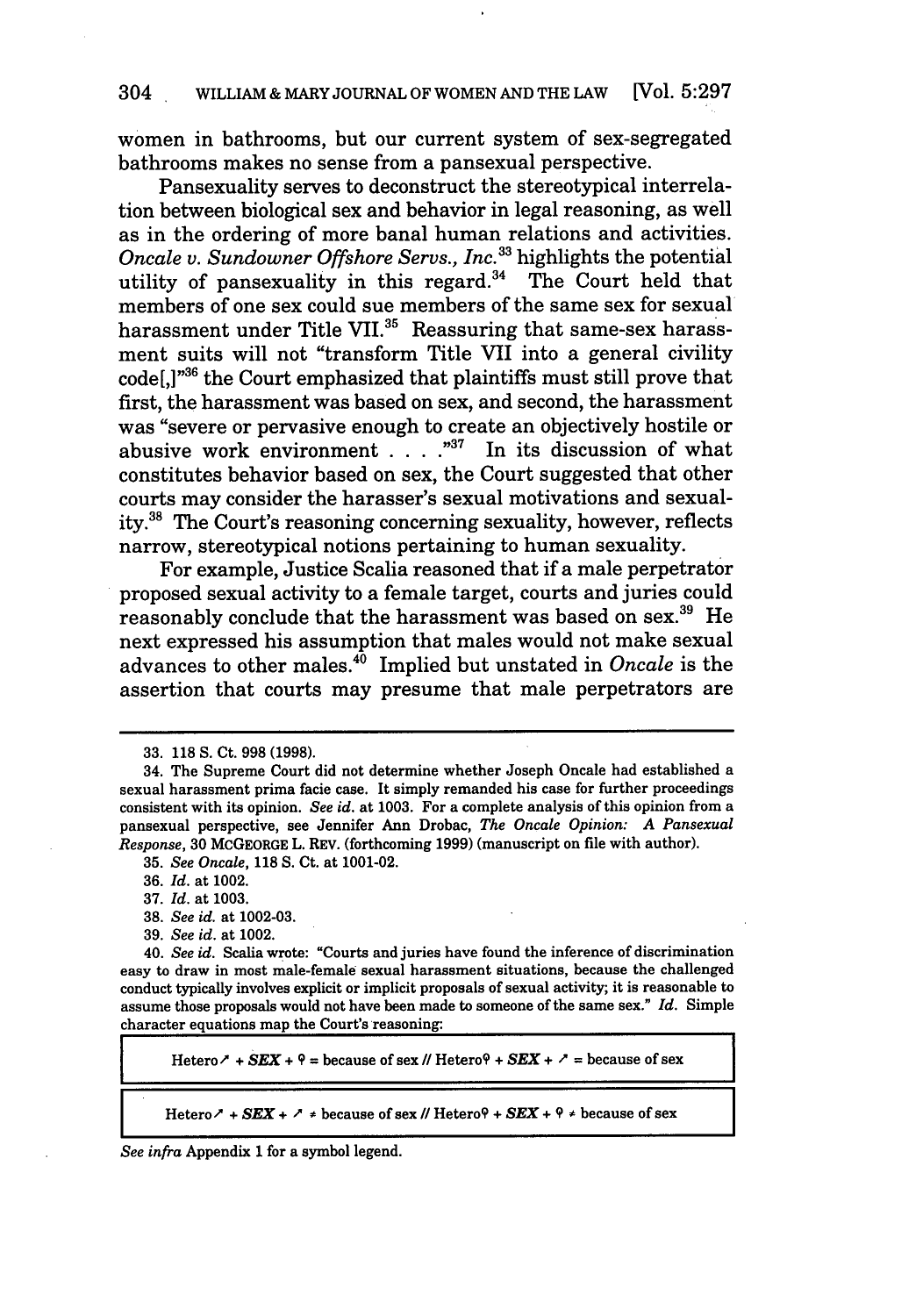women in bathrooms, but our current system of sex-segregated bathrooms makes no sense from a pansexual perspective.

Pansexuality serves to deconstruct the stereotypical interrelation between biological sex and behavior in legal reasoning, as well as in the ordering of more banal human relations and activities. *Oncale v. Sundowner Offshore Servs., Inc.*[33] highlights the potential utility of pansexuality in this regard.[34] The Court held that members of one sex could sue members of the same sex for sexual harassment under Title VII.[35] Reassuring that same-sex harassment suits will not "transform Title VII into a general civility code[,]"[36] the Court emphasized that plaintiffs must still prove that first, the harassment was based on sex, and second, the harassment was "severe or pervasive enough to create an objectively hostile or abusive work environment . . . ."[37] In its discussion of what constitutes behavior based on sex, the Court suggested that other courts may consider the harasser's sexual motivations and sexuality.[38] The Court's reasoning concerning sexuality, however, reflects narrow, stereotypical notions pertaining to human sexuality.

For example, Justice Scalia reasoned that if a male perpetrator proposed sexual activity to a female target, courts and juries could reasonably conclude that the harassment was based on sex.[39] He next expressed his assumption that males would not make sexual advances to other males.[40] Implied but unstated in *Oncale* is the assertion that courts may presume that male perpetrators are

---

33. 118 S. Ct. 998 (1998).

34. The Supreme Court did not determine whether Joseph Oncale had established a sexual harassment prima facie case. It simply remanded his case for further proceedings consistent with its opinion. *See id.* at 1003. For a complete analysis of this opinion from a pansexual perspective, see Jennifer Ann Drobac, *The Oncale Opinion: A Pansexual Response*, 30 MCGEORGE L. REV. (forthcoming 1999) (manuscript on file with author).

35. *See Oncale*, 118 S. Ct. at 1001-02.

36. *Id.* at 1002.

37. *Id.* at 1003.

38. *See id.* at 1002-03.

39. *See id.* at 1002.

40. *See id.* Scalia wrote: "Courts and juries have found the inference of discrimination easy to draw in most male-female sexual harassment situations, because the challenged conduct typically involves explicit or implicit proposals of sexual activity; it is reasonable to assume those proposals would not have been made to someone of the same sex." *Id.* Simple character equations map the Court's reasoning:

| Hetero♂ + ***SEX*** + ♀ = because of sex // Hetero♀ + ***SEX*** + ♂ = because of sex |
|---|
| Hetero♂ + ***SEX*** + ♂ ≠ because of sex // Hetero♀ + ***SEX*** + ♀ ≠ because of sex |

*See infra* Appendix 1 for a symbol legend.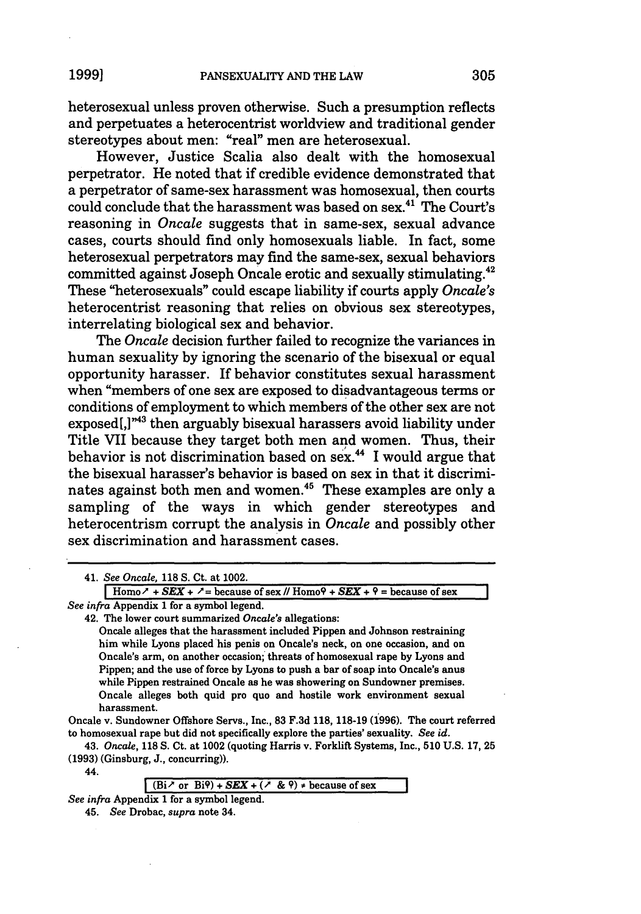heterosexual unless proven otherwise. Such a presumption reflects and perpetuates a heterocentrist worldview and traditional gender stereotypes about men: "real" men are heterosexual.

However, Justice Scalia also dealt with the homosexual perpetrator. He noted that if credible evidence demonstrated that a perpetrator of same-sex harassment was homosexual, then courts could conclude that the harassment was based on sex.[41] The Court's reasoning in *Oncale* suggests that in same-sex, sexual advance cases, courts should find only homosexuals liable. In fact, some heterosexual perpetrators may find the same-sex, sexual behaviors committed against Joseph Oncale erotic and sexually stimulating.[42] These "heterosexuals" could escape liability if courts apply *Oncale's* heterocentrist reasoning that relies on obvious sex stereotypes, interrelating biological sex and behavior.

The *Oncale* decision further failed to recognize the variances in human sexuality by ignoring the scenario of the bisexual or equal opportunity harasser. If behavior constitutes sexual harassment when "members of one sex are exposed to disadvantageous terms or conditions of employment to which members of the other sex are not exposed[,]"[43] then arguably bisexual harassers avoid liability under Title VII because they target both men and women. Thus, their behavior is not discrimination based on sex.[44] I would argue that the bisexual harasser's behavior is based on sex in that it discriminates against both men and women.[45] These examples are only a sampling of the ways in which gender stereotypes and heterocentrism corrupt the analysis in *Oncale* and possibly other sex discrimination and harassment cases.

---

41. *See Oncale*, 118 S. Ct. at 1002.

| Homo♂ + ***SEX*** + ♂ = because of sex // Homo♀ + ***SEX*** + ♀ = because of sex |
|---|

*See infra* Appendix 1 for a symbol legend.

42. The lower court summarized *Oncale's* allegations:

> Oncale alleges that the harassment included Pippen and Johnson restraining him while Lyons placed his penis on Oncale's neck, on one occasion, and on Oncale's arm, on another occasion; threats of homosexual rape by Lyons and Pippen; and the use of force by Lyons to push a bar of soap into Oncale's anus while Pippen restrained Oncale as he was showering on Sundowner premises. Oncale alleges both quid pro quo and hostile work environment sexual harassment.

Oncale v. Sundowner Offshore Servs., Inc., 83 F.3d 118, 118-19 (1996). The court referred to homosexual rape but did not specifically explore the parties' sexuality. *See id.*

43. *Oncale*, 118 S. Ct. at 1002 (quoting Harris v. Forklift Systems, Inc., 510 U.S. 17, 25 (1993) (Ginsburg, J., concurring)).

44.

| (Bi♂ or Bi♀) + ***SEX*** + (♂ & ♀) ≠ because of sex |
|---|

*See infra* Appendix 1 for a symbol legend.

45. *See* Drobac, *supra* note 34.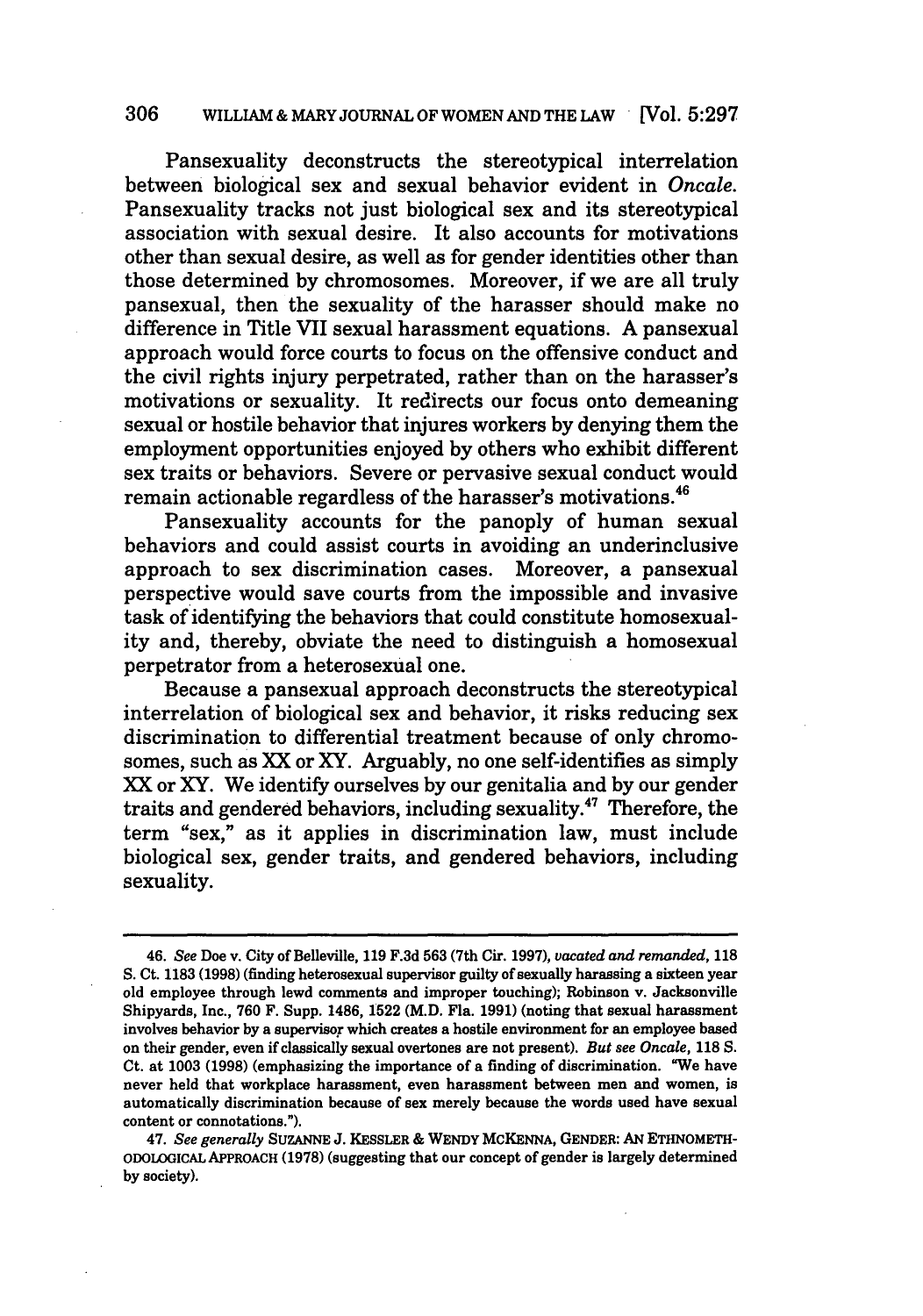Pansexuality deconstructs the stereotypical interrelation between biological sex and sexual behavior evident in *Oncale*. Pansexuality tracks not just biological sex and its stereotypical association with sexual desire. It also accounts for motivations other than sexual desire, as well as for gender identities other than those determined by chromosomes. Moreover, if we are all truly pansexual, then the sexuality of the harasser should make no difference in Title VII sexual harassment equations. A pansexual approach would force courts to focus on the offensive conduct and the civil rights injury perpetrated, rather than on the harasser's motivations or sexuality. It redirects our focus onto demeaning sexual or hostile behavior that injures workers by denying them the employment opportunities enjoyed by others who exhibit different sex traits or behaviors. Severe or pervasive sexual conduct would remain actionable regardless of the harasser's motivations.[46]

Pansexuality accounts for the panoply of human sexual behaviors and could assist courts in avoiding an underinclusive approach to sex discrimination cases. Moreover, a pansexual perspective would save courts from the impossible and invasive task of identifying the behaviors that could constitute homosexuality and, thereby, obviate the need to distinguish a homosexual perpetrator from a heterosexual one.

Because a pansexual approach deconstructs the stereotypical interrelation of biological sex and behavior, it risks reducing sex discrimination to differential treatment because of only chromosomes, such as XX or XY. Arguably, no one self-identifies as simply XX or XY. We identify ourselves by our genitalia and by our gender traits and gendered behaviors, including sexuality.[47] Therefore, the term "sex," as it applies in discrimination law, must include biological sex, gender traits, and gendered behaviors, including sexuality.

---

46. *See* Doe v. City of Belleville, 119 F.3d 563 (7th Cir. 1997), *vacated and remanded*, 118 S. Ct. 1183 (1998) (finding heterosexual supervisor guilty of sexually harassing a sixteen year old employee through lewd comments and improper touching); Robinson v. Jacksonville Shipyards, Inc., 760 F. Supp. 1486, 1522 (M.D. Fla. 1991) (noting that sexual harassment involves behavior by a supervisor which creates a hostile environment for an employee based on their gender, even if classically sexual overtones are not present). *But see Oncale*, 118 S. Ct. at 1003 (1998) (emphasizing the importance of a finding of discrimination. "We have never held that workplace harassment, even harassment between men and women, is automatically discrimination because of sex merely because the words used have sexual content or connotations.").

47. *See generally* SUZANNE J. KESSLER & WENDY MCKENNA, GENDER: AN ETHNOMETHODOLOGICAL APPROACH (1978) (suggesting that our concept of gender is largely determined by society).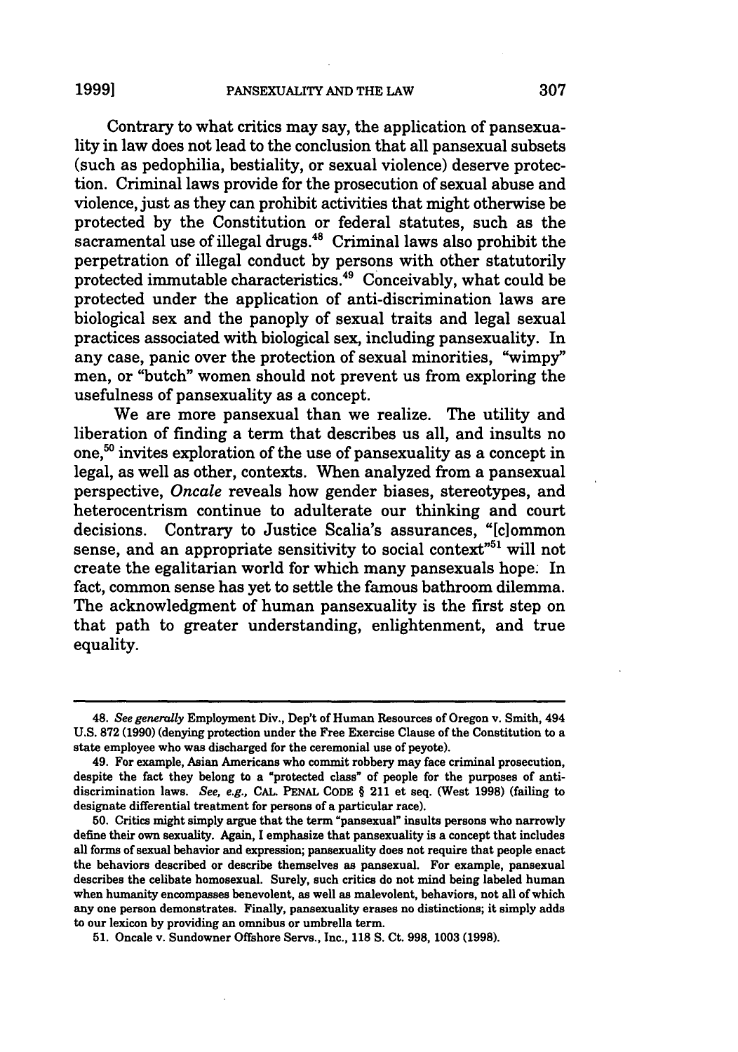Contrary to what critics may say, the application of pansexuality in law does not lead to the conclusion that all pansexual subsets (such as pedophilia, bestiality, or sexual violence) deserve protection. Criminal laws provide for the prosecution of sexual abuse and violence, just as they can prohibit activities that might otherwise be protected by the Constitution or federal statutes, such as the sacramental use of illegal drugs.[48] Criminal laws also prohibit the perpetration of illegal conduct by persons with other statutorily protected immutable characteristics.[49] Conceivably, what could be protected under the application of anti-discrimination laws are biological sex and the panoply of sexual traits and legal sexual practices associated with biological sex, including pansexuality. In any case, panic over the protection of sexual minorities, "wimpy" men, or "butch" women should not prevent us from exploring the usefulness of pansexuality as a concept.

We are more pansexual than we realize. The utility and liberation of finding a term that describes us all, and insults no one,[50] invites exploration of the use of pansexuality as a concept in legal, as well as other, contexts. When analyzed from a pansexual perspective, *Oncale* reveals how gender biases, stereotypes, and heterocentrism continue to adulterate our thinking and court decisions. Contrary to Justice Scalia's assurances, "[c]ommon sense, and an appropriate sensitivity to social context"[51] will not create the egalitarian world for which many pansexuals hope. In fact, common sense has yet to settle the famous bathroom dilemma. The acknowledgment of human pansexuality is the first step on that path to greater understanding, enlightenment, and true equality.

---

48. *See generally* Employment Div., Dep't of Human Resources of Oregon v. Smith, 494 U.S. 872 (1990) (denying protection under the Free Exercise Clause of the Constitution to a state employee who was discharged for the ceremonial use of peyote).

49. For example, Asian Americans who commit robbery may face criminal prosecution, despite the fact they belong to a "protected class" of people for the purposes of anti-discrimination laws. *See, e.g.*, CAL. PENAL CODE § 211 et seq. (West 1998) (failing to designate differential treatment for persons of a particular race).

50. Critics might simply argue that the term "pansexual" insults persons who narrowly define their own sexuality. Again, I emphasize that pansexuality is a concept that includes all forms of sexual behavior and expression; pansexuality does not require that people enact the behaviors described or describe themselves as pansexual. For example, pansexual describes the celibate homosexual. Surely, such critics do not mind being labeled human when humanity encompasses benevolent, as well as malevolent, behaviors, not all of which any one person demonstrates. Finally, pansexuality erases no distinctions; it simply adds to our lexicon by providing an omnibus or umbrella term.

51. Oncale v. Sundowner Offshore Servs., Inc., 118 S. Ct. 998, 1003 (1998).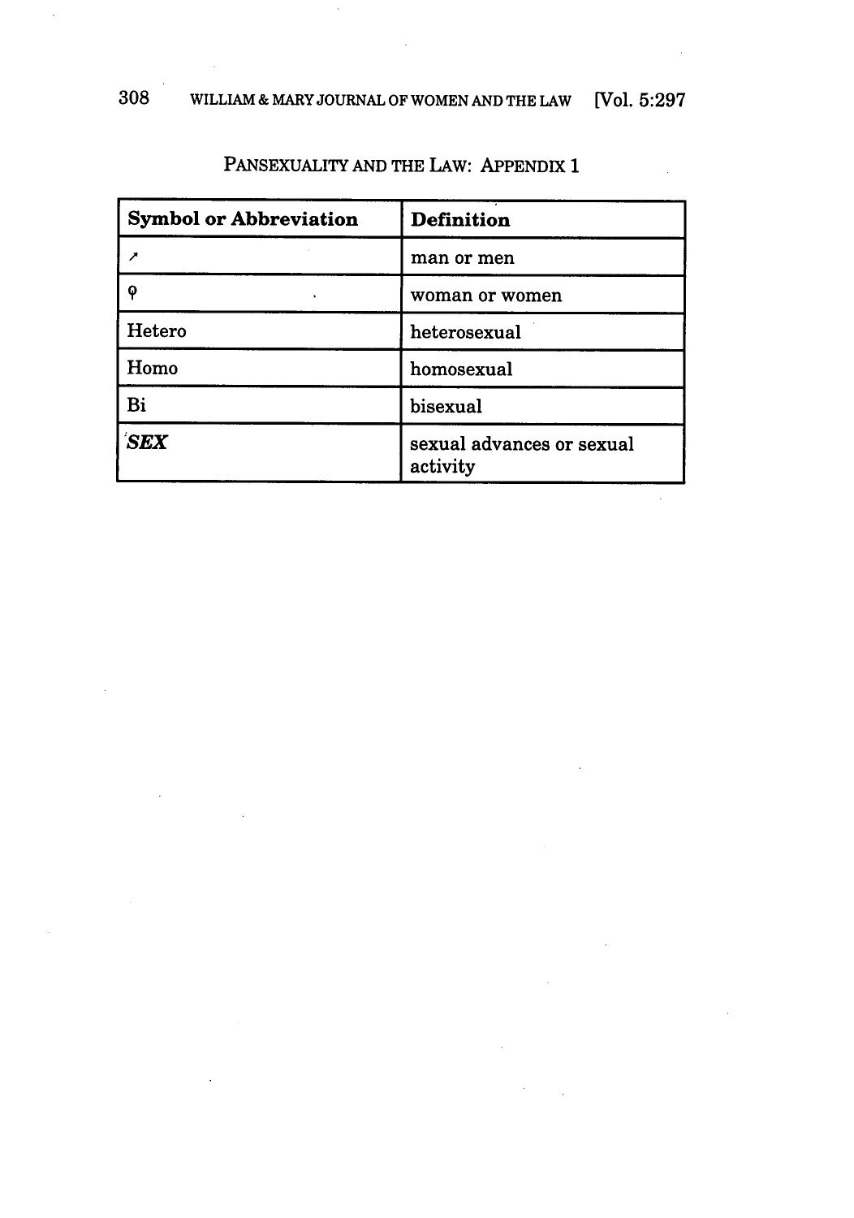PANSEXUALITY AND THE LAW: APPENDIX 1

| **Symbol or Abbreviation** | **Definition** |
|---|---|
| ↗ | man or men |
| ♀ | woman or women |
| Hetero | heterosexual |
| Homo | homosexual |
| Bi | bisexual |
| ***SEX*** | sexual advances or sexual activity |